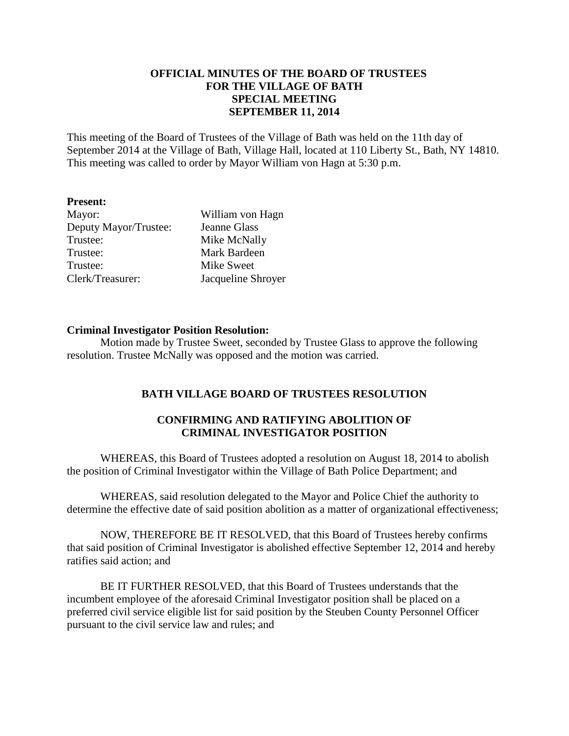# OFFICIAL MINUTES OF THE BOARD OF TRUSTEES FOR THE VILLAGE OF BATH SPECIAL MEETING SEPTEMBER 11, 2014

This meeting of the Board of Trustees of the Village of Bath was held on the 11th day of September 2014 at the Village of Bath, Village Hall, located at 110 Liberty St., Bath, NY 14810. This meeting was called to order by Mayor William von Hagn at 5:30 p.m.

**Present:**

| | |
|---|---|
| Mayor: | William von Hagn |
| Deputy Mayor/Trustee: | Jeanne Glass |
| Trustee: | Mike McNally |
| Trustee: | Mark Bardeen |
| Trustee: | Mike Sweet |
| Clerk/Treasurer: | Jacqueline Shroyer |

**Criminal Investigator Position Resolution:**

Motion made by Trustee Sweet, seconded by Trustee Glass to approve the following resolution. Trustee McNally was opposed and the motion was carried.

## BATH VILLAGE BOARD OF TRUSTEES RESOLUTION

## CONFIRMING AND RATIFYING ABOLITION OF CRIMINAL INVESTIGATOR POSITION

WHEREAS, this Board of Trustees adopted a resolution on August 18, 2014 to abolish the position of Criminal Investigator within the Village of Bath Police Department; and

WHEREAS, said resolution delegated to the Mayor and Police Chief the authority to determine the effective date of said position abolition as a matter of organizational effectiveness;

NOW, THEREFORE BE IT RESOLVED, that this Board of Trustees hereby confirms that said position of Criminal Investigator is abolished effective September 12, 2014 and hereby ratifies said action; and

BE IT FURTHER RESOLVED, that this Board of Trustees understands that the incumbent employee of the aforesaid Criminal Investigator position shall be placed on a preferred civil service eligible list for said position by the Steuben County Personnel Officer pursuant to the civil service law and rules; and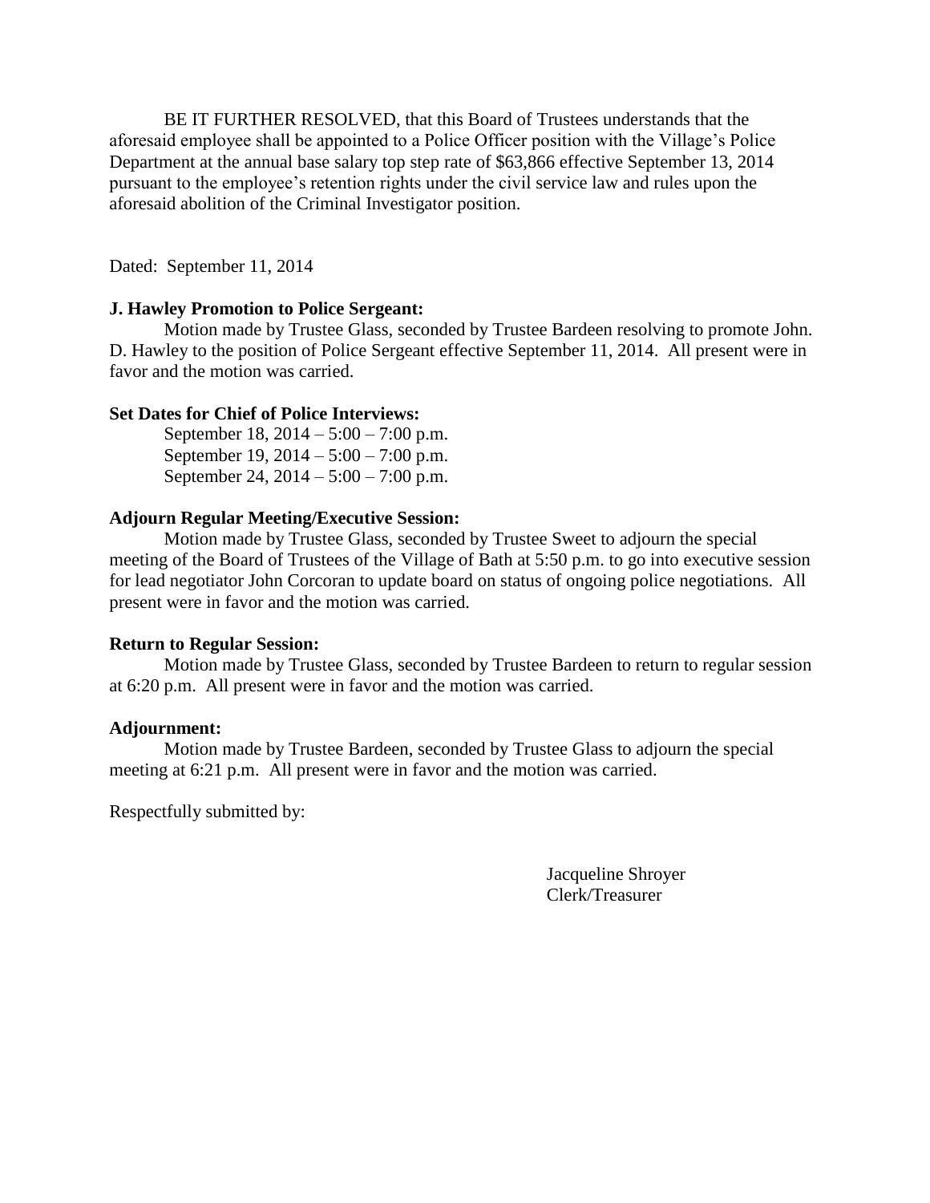BE IT FURTHER RESOLVED, that this Board of Trustees understands that the aforesaid employee shall be appointed to a Police Officer position with the Village's Police Department at the annual base salary top step rate of $63,866 effective September 13, 2014 pursuant to the employee's retention rights under the civil service law and rules upon the aforesaid abolition of the Criminal Investigator position.

Dated: September 11, 2014

**J. Hawley Promotion to Police Sergeant:**

Motion made by Trustee Glass, seconded by Trustee Bardeen resolving to promote John. D. Hawley to the position of Police Sergeant effective September 11, 2014. All present were in favor and the motion was carried.

**Set Dates for Chief of Police Interviews:**

September 18, 2014 – 5:00 – 7:00 p.m.
September 19, 2014 – 5:00 – 7:00 p.m.
September 24, 2014 – 5:00 – 7:00 p.m.

**Adjourn Regular Meeting/Executive Session:**

Motion made by Trustee Glass, seconded by Trustee Sweet to adjourn the special meeting of the Board of Trustees of the Village of Bath at 5:50 p.m. to go into executive session for lead negotiator John Corcoran to update board on status of ongoing police negotiations. All present were in favor and the motion was carried.

**Return to Regular Session:**

Motion made by Trustee Glass, seconded by Trustee Bardeen to return to regular session at 6:20 p.m. All present were in favor and the motion was carried.

**Adjournment:**

Motion made by Trustee Bardeen, seconded by Trustee Glass to adjourn the special meeting at 6:21 p.m. All present were in favor and the motion was carried.

Respectfully submitted by:

Jacqueline Shroyer
Clerk/Treasurer